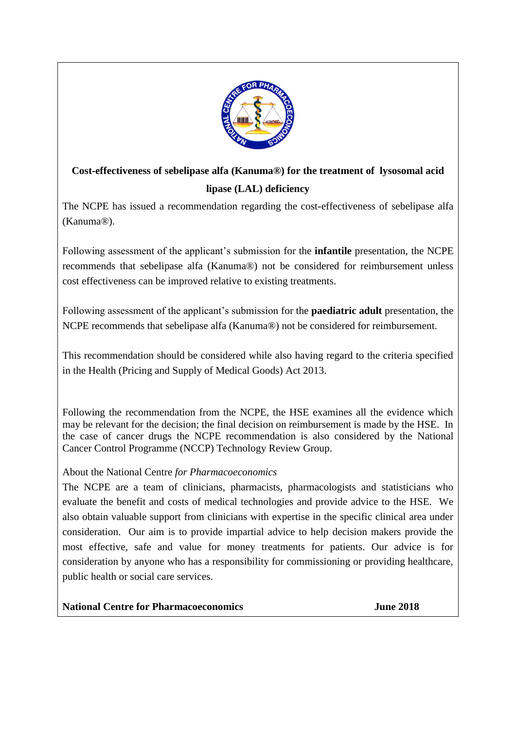# Cost-effectiveness of sebelipase alfa (Kanuma®) for the treatment of lysosomal acid lipase (LAL) deficiency

The NCPE has issued a recommendation regarding the cost-effectiveness of sebelipase alfa (Kanuma®).

Following assessment of the applicant's submission for the **infantile** presentation, the NCPE recommends that sebelipase alfa (Kanuma®) not be considered for reimbursement unless cost effectiveness can be improved relative to existing treatments.

Following assessment of the applicant's submission for the **paediatric adult** presentation, the NCPE recommends that sebelipase alfa (Kanuma®) not be considered for reimbursement.

This recommendation should be considered while also having regard to the criteria specified in the Health (Pricing and Supply of Medical Goods) Act 2013.

Following the recommendation from the NCPE, the HSE examines all the evidence which may be relevant for the decision; the final decision on reimbursement is made by the HSE. In the case of cancer drugs the NCPE recommendation is also considered by the National Cancer Control Programme (NCCP) Technology Review Group.

About the National Centre *for Pharmacoeconomics*

The NCPE are a team of clinicians, pharmacists, pharmacologists and statisticians who evaluate the benefit and costs of medical technologies and provide advice to the HSE. We also obtain valuable support from clinicians with expertise in the specific clinical area under consideration. Our aim is to provide impartial advice to help decision makers provide the most effective, safe and value for money treatments for patients. Our advice is for consideration by anyone who has a responsibility for commissioning or providing healthcare, public health or social care services.

**National Centre for Pharmacoeconomics** **June 2018**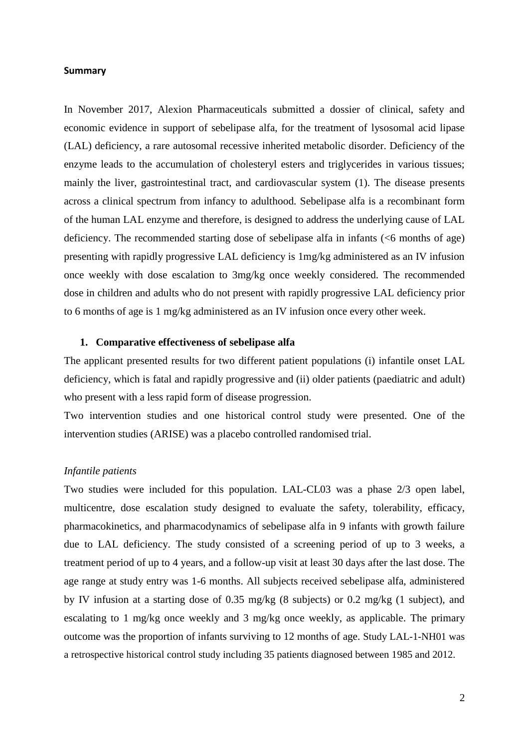**Summary**

In November 2017, Alexion Pharmaceuticals submitted a dossier of clinical, safety and economic evidence in support of sebelipase alfa, for the treatment of lysosomal acid lipase (LAL) deficiency, a rare autosomal recessive inherited metabolic disorder. Deficiency of the enzyme leads to the accumulation of cholesteryl esters and triglycerides in various tissues; mainly the liver, gastrointestinal tract, and cardiovascular system (1). The disease presents across a clinical spectrum from infancy to adulthood. Sebelipase alfa is a recombinant form of the human LAL enzyme and therefore, is designed to address the underlying cause of LAL deficiency. The recommended starting dose of sebelipase alfa in infants (<6 months of age) presenting with rapidly progressive LAL deficiency is 1mg/kg administered as an IV infusion once weekly with dose escalation to 3mg/kg once weekly considered. The recommended dose in children and adults who do not present with rapidly progressive LAL deficiency prior to 6 months of age is 1 mg/kg administered as an IV infusion once every other week.

## 1. Comparative effectiveness of sebelipase alfa

The applicant presented results for two different patient populations (i) infantile onset LAL deficiency, which is fatal and rapidly progressive and (ii) older patients (paediatric and adult) who present with a less rapid form of disease progression.

Two intervention studies and one historical control study were presented. One of the intervention studies (ARISE) was a placebo controlled randomised trial.

*Infantile patients*

Two studies were included for this population. LAL-CL03 was a phase 2/3 open label, multicentre, dose escalation study designed to evaluate the safety, tolerability, efficacy, pharmacokinetics, and pharmacodynamics of sebelipase alfa in 9 infants with growth failure due to LAL deficiency. The study consisted of a screening period of up to 3 weeks, a treatment period of up to 4 years, and a follow-up visit at least 30 days after the last dose. The age range at study entry was 1-6 months. All subjects received sebelipase alfa, administered by IV infusion at a starting dose of 0.35 mg/kg (8 subjects) or 0.2 mg/kg (1 subject), and escalating to 1 mg/kg once weekly and 3 mg/kg once weekly, as applicable. The primary outcome was the proportion of infants surviving to 12 months of age. Study LAL-1-NH01 was a retrospective historical control study including 35 patients diagnosed between 1985 and 2012.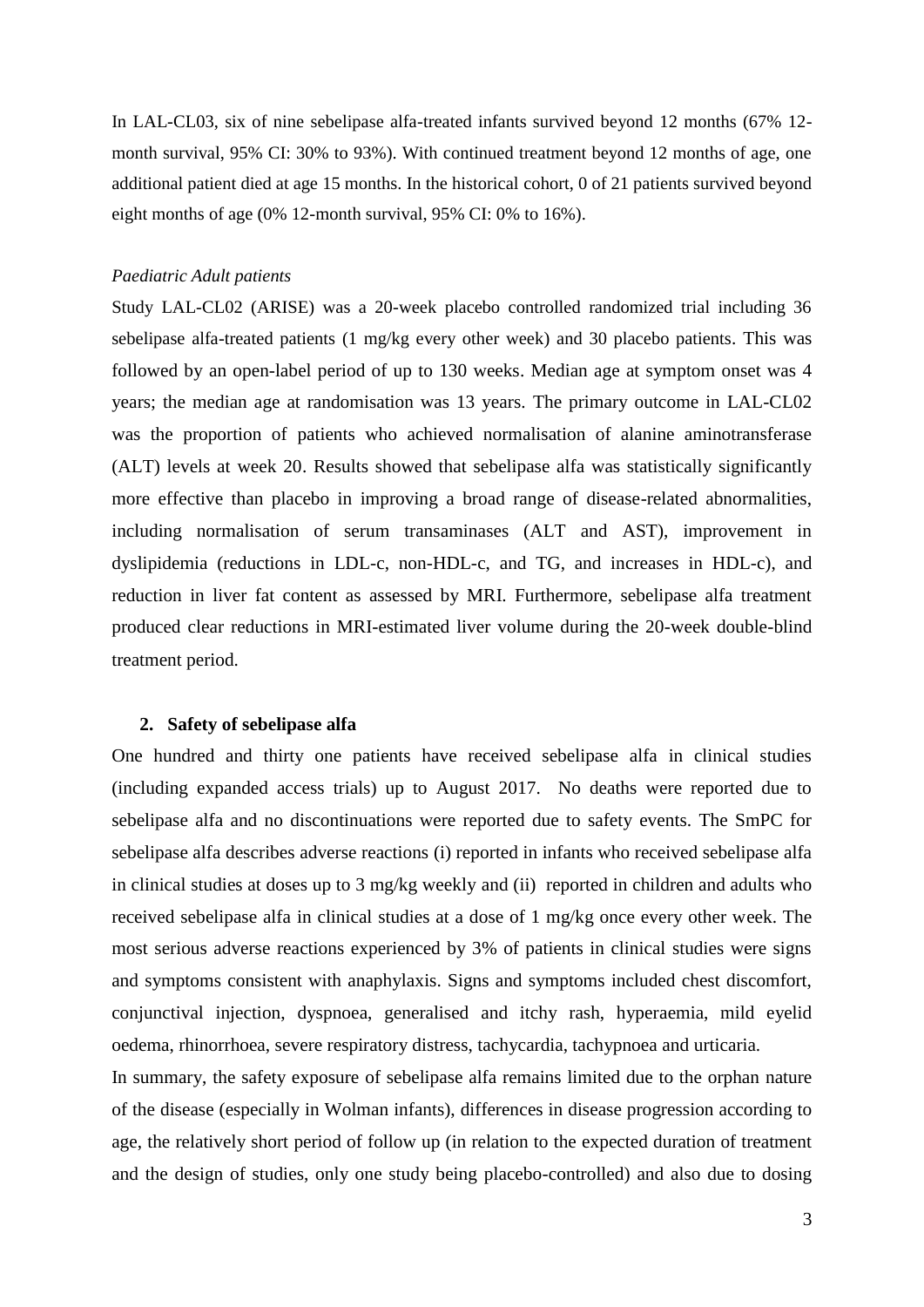In LAL-CL03, six of nine sebelipase alfa-treated infants survived beyond 12 months (67% 12-month survival, 95% CI: 30% to 93%). With continued treatment beyond 12 months of age, one additional patient died at age 15 months. In the historical cohort, 0 of 21 patients survived beyond eight months of age (0% 12-month survival, 95% CI: 0% to 16%).

*Paediatric Adult patients*

Study LAL-CL02 (ARISE) was a 20-week placebo controlled randomized trial including 36 sebelipase alfa-treated patients (1 mg/kg every other week) and 30 placebo patients. This was followed by an open-label period of up to 130 weeks. Median age at symptom onset was 4 years; the median age at randomisation was 13 years. The primary outcome in LAL-CL02 was the proportion of patients who achieved normalisation of alanine aminotransferase (ALT) levels at week 20. Results showed that sebelipase alfa was statistically significantly more effective than placebo in improving a broad range of disease-related abnormalities, including normalisation of serum transaminases (ALT and AST), improvement in dyslipidemia (reductions in LDL-c, non-HDL-c, and TG, and increases in HDL-c), and reduction in liver fat content as assessed by MRI. Furthermore, sebelipase alfa treatment produced clear reductions in MRI-estimated liver volume during the 20-week double-blind treatment period.

## 2. Safety of sebelipase alfa

One hundred and thirty one patients have received sebelipase alfa in clinical studies (including expanded access trials) up to August 2017. No deaths were reported due to sebelipase alfa and no discontinuations were reported due to safety events. The SmPC for sebelipase alfa describes adverse reactions (i) reported in infants who received sebelipase alfa in clinical studies at doses up to 3 mg/kg weekly and (ii) reported in children and adults who received sebelipase alfa in clinical studies at a dose of 1 mg/kg once every other week. The most serious adverse reactions experienced by 3% of patients in clinical studies were signs and symptoms consistent with anaphylaxis. Signs and symptoms included chest discomfort, conjunctival injection, dyspnoea, generalised and itchy rash, hyperaemia, mild eyelid oedema, rhinorrhoea, severe respiratory distress, tachycardia, tachypnoea and urticaria.

In summary, the safety exposure of sebelipase alfa remains limited due to the orphan nature of the disease (especially in Wolman infants), differences in disease progression according to age, the relatively short period of follow up (in relation to the expected duration of treatment and the design of studies, only one study being placebo-controlled) and also due to dosing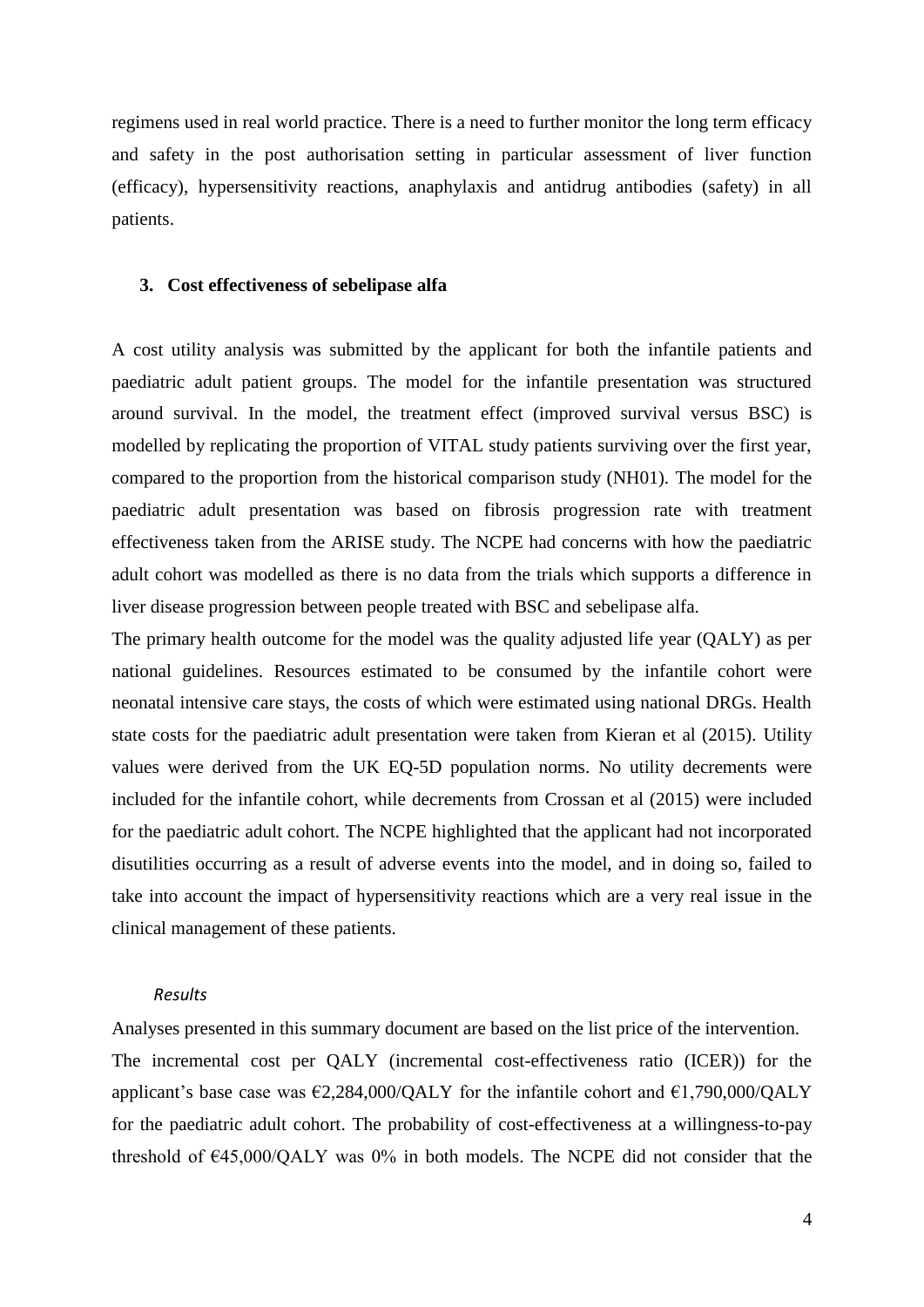regimens used in real world practice. There is a need to further monitor the long term efficacy and safety in the post authorisation setting in particular assessment of liver function (efficacy), hypersensitivity reactions, anaphylaxis and antidrug antibodies (safety) in all patients.

### 3. Cost effectiveness of sebelipase alfa

A cost utility analysis was submitted by the applicant for both the infantile patients and paediatric adult patient groups. The model for the infantile presentation was structured around survival. In the model, the treatment effect (improved survival versus BSC) is modelled by replicating the proportion of VITAL study patients surviving over the first year, compared to the proportion from the historical comparison study (NH01). The model for the paediatric adult presentation was based on fibrosis progression rate with treatment effectiveness taken from the ARISE study. The NCPE had concerns with how the paediatric adult cohort was modelled as there is no data from the trials which supports a difference in liver disease progression between people treated with BSC and sebelipase alfa.
The primary health outcome for the model was the quality adjusted life year (QALY) as per national guidelines. Resources estimated to be consumed by the infantile cohort were neonatal intensive care stays, the costs of which were estimated using national DRGs. Health state costs for the paediatric adult presentation were taken from Kieran et al (2015). Utility values were derived from the UK EQ-5D population norms. No utility decrements were included for the infantile cohort, while decrements from Crossan et al (2015) were included for the paediatric adult cohort. The NCPE highlighted that the applicant had not incorporated disutilities occurring as a result of adverse events into the model, and in doing so, failed to take into account the impact of hypersensitivity reactions which are a very real issue in the clinical management of these patients.

*Results*

Analyses presented in this summary document are based on the list price of the intervention.
The incremental cost per QALY (incremental cost-effectiveness ratio (ICER)) for the applicant's base case was €2,284,000/QALY for the infantile cohort and €1,790,000/QALY for the paediatric adult cohort. The probability of cost-effectiveness at a willingness-to-pay threshold of €45,000/QALY was 0% in both models. The NCPE did not consider that the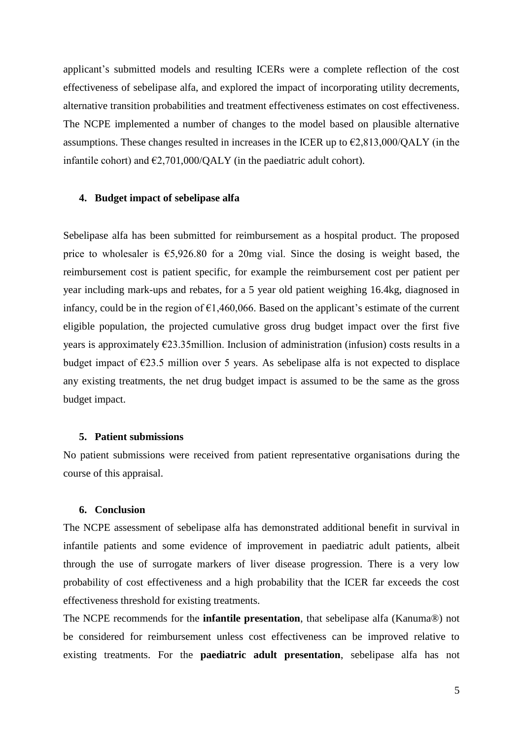applicant's submitted models and resulting ICERs were a complete reflection of the cost effectiveness of sebelipase alfa, and explored the impact of incorporating utility decrements, alternative transition probabilities and treatment effectiveness estimates on cost effectiveness. The NCPE implemented a number of changes to the model based on plausible alternative assumptions. These changes resulted in increases in the ICER up to €2,813,000/QALY (in the infantile cohort) and €2,701,000/QALY (in the paediatric adult cohort).

## 4. Budget impact of sebelipase alfa

Sebelipase alfa has been submitted for reimbursement as a hospital product. The proposed price to wholesaler is €5,926.80 for a 20mg vial. Since the dosing is weight based, the reimbursement cost is patient specific, for example the reimbursement cost per patient per year including mark-ups and rebates, for a 5 year old patient weighing 16.4kg, diagnosed in infancy, could be in the region of €1,460,066. Based on the applicant's estimate of the current eligible population, the projected cumulative gross drug budget impact over the first five years is approximately €23.35million. Inclusion of administration (infusion) costs results in a budget impact of €23.5 million over 5 years. As sebelipase alfa is not expected to displace any existing treatments, the net drug budget impact is assumed to be the same as the gross budget impact.

## 5. Patient submissions

No patient submissions were received from patient representative organisations during the course of this appraisal.

## 6. Conclusion

The NCPE assessment of sebelipase alfa has demonstrated additional benefit in survival in infantile patients and some evidence of improvement in paediatric adult patients, albeit through the use of surrogate markers of liver disease progression. There is a very low probability of cost effectiveness and a high probability that the ICER far exceeds the cost effectiveness threshold for existing treatments.

The NCPE recommends for the **infantile presentation**, that sebelipase alfa (Kanuma®) not be considered for reimbursement unless cost effectiveness can be improved relative to existing treatments. For the **paediatric adult presentation**, sebelipase alfa has not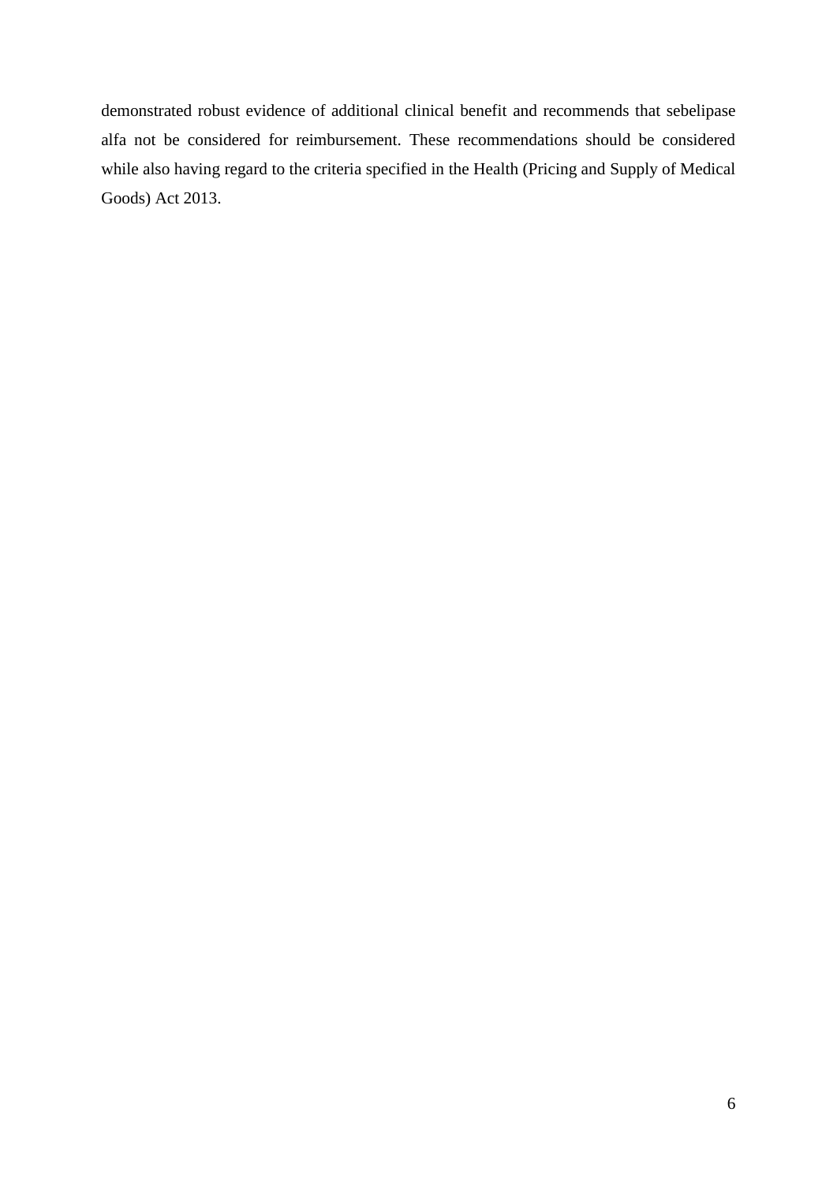demonstrated robust evidence of additional clinical benefit and recommends that sebelipase alfa not be considered for reimbursement. These recommendations should be considered while also having regard to the criteria specified in the Health (Pricing and Supply of Medical Goods) Act 2013.